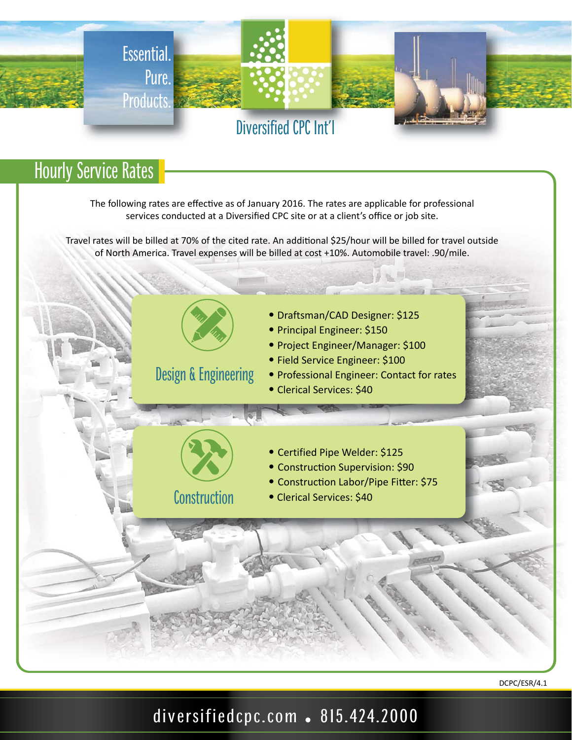Essential.
Pure.
Products.

Diversified CPC Int'l

## Hourly Service Rates

The following rates are effective as of January 2016. The rates are applicable for professional services conducted at a Diversified CPC site or at a client's office or job site.

Travel rates will be billed at 70% of the cited rate. An additional $25/hour will be billed for travel outside of North America. Travel expenses will be billed at cost +10%. Automobile travel: .90/mile.

### Design & Engineering

- Draftsman/CAD Designer: $125
- Principal Engineer: $150
- Project Engineer/Manager: $100
- Field Service Engineer: $100
- Professional Engineer: Contact for rates
- Clerical Services: $40

### Construction

- Certified Pipe Welder: $125
- Construction Supervision: $90
- Construction Labor/Pipe Fitter: $75
- Clerical Services: $40

DCPC/ESR/4.1

diversifiedcpc.com • 815.424.2000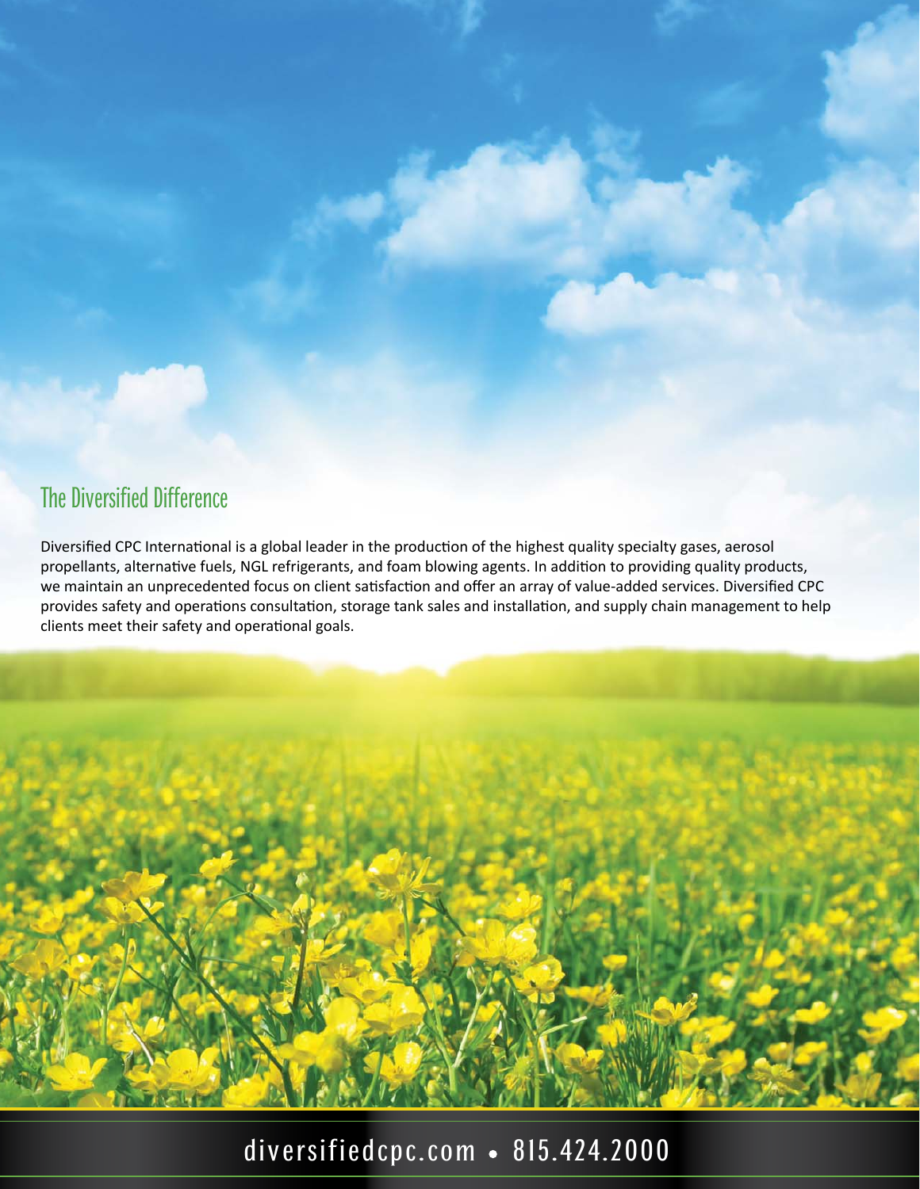## The Diversified Difference

Diversified CPC International is a global leader in the production of the highest quality specialty gases, aerosol propellants, alternative fuels, NGL refrigerants, and foam blowing agents. In addition to providing quality products, we maintain an unprecedented focus on client satisfaction and offer an array of value-added services. Diversified CPC provides safety and operations consultation, storage tank sales and installation, and supply chain management to help clients meet their safety and operational goals.

diversifiedcpc.com • 815.424.2000